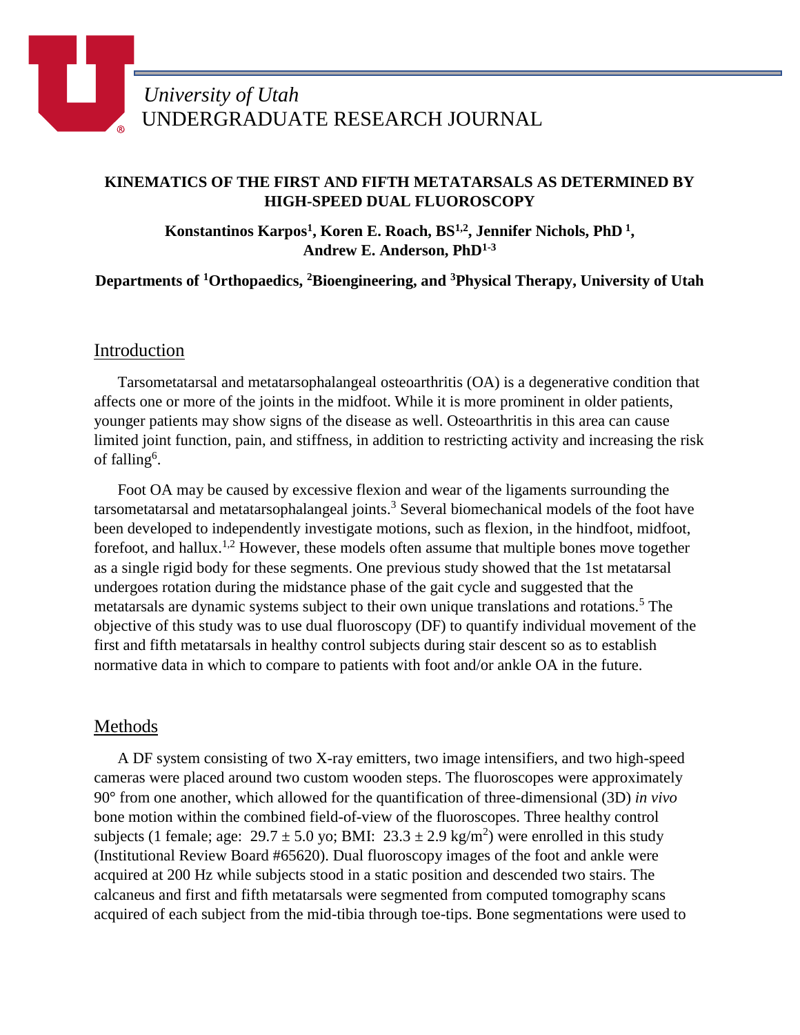University of Utah
UNDERGRADUATE RESEARCH JOURNAL

# KINEMATICS OF THE FIRST AND FIFTH METATARSALS AS DETERMINED BY HIGH-SPEED DUAL FLUOROSCOPY

**Konstantinos Karpos[1], Koren E. Roach, BS[1,2], Jennifer Nichols, PhD [1], Andrew E. Anderson, PhD[1-3]**

**Departments of [1]Orthopaedics, [2]Bioengineering, and [3]Physical Therapy, University of Utah**

## Introduction

Tarsometatarsal and metatarsophalangeal osteoarthritis (OA) is a degenerative condition that affects one or more of the joints in the midfoot. While it is more prominent in older patients, younger patients may show signs of the disease as well. Osteoarthritis in this area can cause limited joint function, pain, and stiffness, in addition to restricting activity and increasing the risk of falling[6].

Foot OA may be caused by excessive flexion and wear of the ligaments surrounding the tarsometatarsal and metatarsophalangeal joints.[3] Several biomechanical models of the foot have been developed to independently investigate motions, such as flexion, in the hindfoot, midfoot, forefoot, and hallux.[1,2] However, these models often assume that multiple bones move together as a single rigid body for these segments. One previous study showed that the 1st metatarsal undergoes rotation during the midstance phase of the gait cycle and suggested that the metatarsals are dynamic systems subject to their own unique translations and rotations.[5] The objective of this study was to use dual fluoroscopy (DF) to quantify individual movement of the first and fifth metatarsals in healthy control subjects during stair descent so as to establish normative data in which to compare to patients with foot and/or ankle OA in the future.

## Methods

A DF system consisting of two X-ray emitters, two image intensifiers, and two high-speed cameras were placed around two custom wooden steps. The fluoroscopes were approximately 90° from one another, which allowed for the quantification of three-dimensional (3D) *in vivo* bone motion within the combined field-of-view of the fluoroscopes. Three healthy control subjects (1 female; age: $29.7 \pm 5.0$ yo; BMI: $23.3 \pm 2.9$ kg/m$^2$) were enrolled in this study (Institutional Review Board #65620). Dual fluoroscopy images of the foot and ankle were acquired at 200 Hz while subjects stood in a static position and descended two stairs. The calcaneus and first and fifth metatarsals were segmented from computed tomography scans acquired of each subject from the mid-tibia through toe-tips. Bone segmentations were used to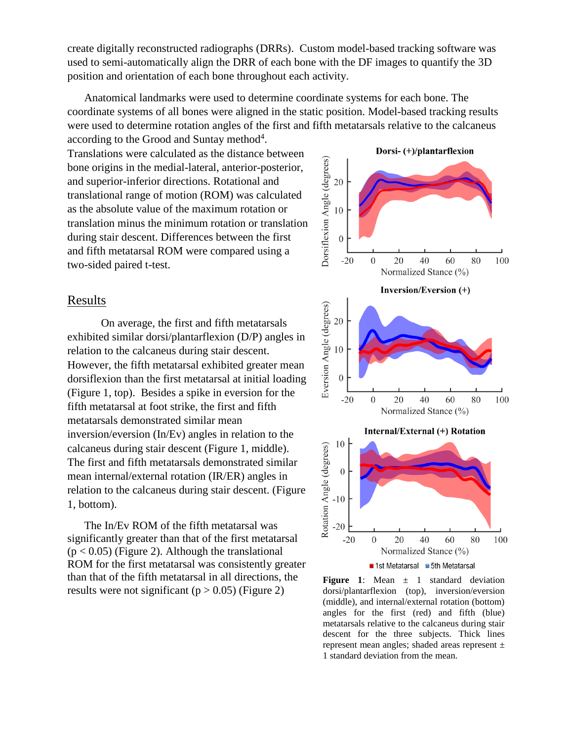create digitally reconstructed radiographs (DRRs). Custom model-based tracking software was used to semi-automatically align the DRR of each bone with the DF images to quantify the 3D position and orientation of each bone throughout each activity.

Anatomical landmarks were used to determine coordinate systems for each bone. The coordinate systems of all bones were aligned in the static position. Model-based tracking results were used to determine rotation angles of the first and fifth metatarsals relative to the calcaneus according to the Grood and Suntay method[4]. Translations were calculated as the distance between bone origins in the medial-lateral, anterior-posterior, and superior-inferior directions. Rotational and translational range of motion (ROM) was calculated as the absolute value of the maximum rotation or translation minus the minimum rotation or translation during stair descent. Differences between the first and fifth metatarsal ROM were compared using a two-sided paired t-test.

## Results

On average, the first and fifth metatarsals exhibited similar dorsi/plantarflexion (D/P) angles in relation to the calcaneus during stair descent. However, the fifth metatarsal exhibited greater mean dorsiflexion than the first metatarsal at initial loading (Figure 1, top). Besides a spike in eversion for the fifth metatarsal at foot strike, the first and fifth metatarsals demonstrated similar mean inversion/eversion (In/Ev) angles in relation to the calcaneus during stair descent (Figure 1, middle). The first and fifth metatarsals demonstrated similar mean internal/external rotation (IR/ER) angles in relation to the calcaneus during stair descent. (Figure 1, bottom).

The In/Ev ROM of the fifth metatarsal was significantly greater than that of the first metatarsal ($p < 0.05$) (Figure 2). Although the translational ROM for the first metatarsal was consistently greater than that of the fifth metatarsal in all directions, the results were not significant ($p > 0.05$) (Figure 2)

**Figure 1**: Mean ± 1 standard deviation dorsi/plantarflexion (top), inversion/eversion (middle), and internal/external rotation (bottom) angles for the first (red) and fifth (blue) metatarsals relative to the calcaneus during stair descent for the three subjects. Thick lines represent mean angles; shaded areas represent ± 1 standard deviation from the mean.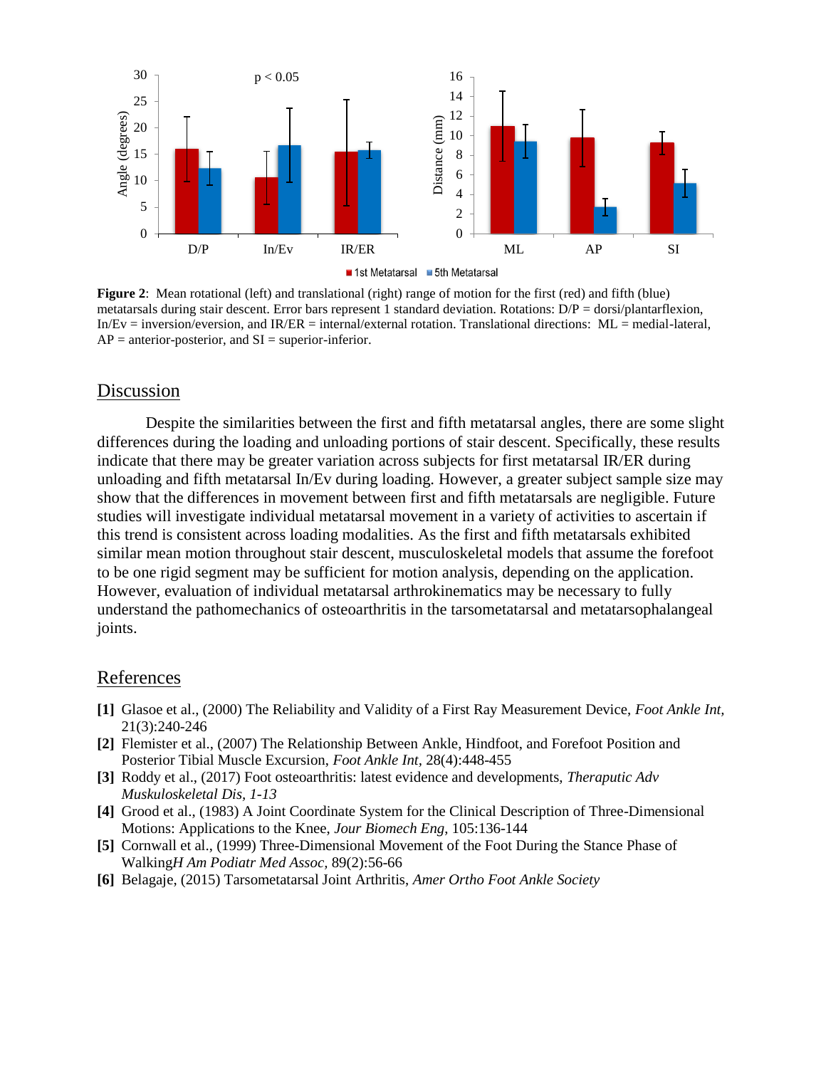30
25
20
15
10
5
0
Angle (degrees)
$p < 0.05$
D/P
In/Ev
IR/ER

16
14
12
10
8
6
4
2
0
Distance (mm)
ML
AP
SI

1st Metatarsal
5th Metatarsal

**Figure 2**: Mean rotational (left) and translational (right) range of motion for the first (red) and fifth (blue) metatarsals during stair descent. Error bars represent 1 standard deviation. Rotations: D/P = dorsi/plantarflexion, In/Ev = inversion/eversion, and IR/ER = internal/external rotation. Translational directions: ML = medial-lateral, AP = anterior-posterior, and SI = superior-inferior.

## Discussion

Despite the similarities between the first and fifth metatarsal angles, there are some slight differences during the loading and unloading portions of stair descent. Specifically, these results indicate that there may be greater variation across subjects for first metatarsal IR/ER during unloading and fifth metatarsal In/Ev during loading. However, a greater subject sample size may show that the differences in movement between first and fifth metatarsals are negligible. Future studies will investigate individual metatarsal movement in a variety of activities to ascertain if this trend is consistent across loading modalities. As the first and fifth metatarsals exhibited similar mean motion throughout stair descent, musculoskeletal models that assume the forefoot to be one rigid segment may be sufficient for motion analysis, depending on the application. However, evaluation of individual metatarsal arthrokinematics may be necessary to fully understand the pathomechanics of osteoarthritis in the tarsometatarsal and metatarsophalangeal joints.

## References

**[1]** Glasoe et al., (2000) The Reliability and Validity of a First Ray Measurement Device, *Foot Ankle Int,* 21(3):240-246

**[2]** Flemister et al., (2007) The Relationship Between Ankle, Hindfoot, and Forefoot Position and Posterior Tibial Muscle Excursion, *Foot Ankle Int*, 28(4):448-455

**[3]** Roddy et al., (2017) Foot osteoarthritis: latest evidence and developments, *Theraputic Adv Muskuloskeletal Dis, 1-13*

**[4]** Grood et al., (1983) A Joint Coordinate System for the Clinical Description of Three-Dimensional Motions: Applications to the Knee, *Jour Biomech Eng*, 105:136-144

**[5]** Cornwall et al., (1999) Three-Dimensional Movement of the Foot During the Stance Phase of Walking*H Am Podiatr Med Assoc*, 89(2):56-66

**[6]** Belagaje, (2015) Tarsometatarsal Joint Arthritis, *Amer Ortho Foot Ankle Society*